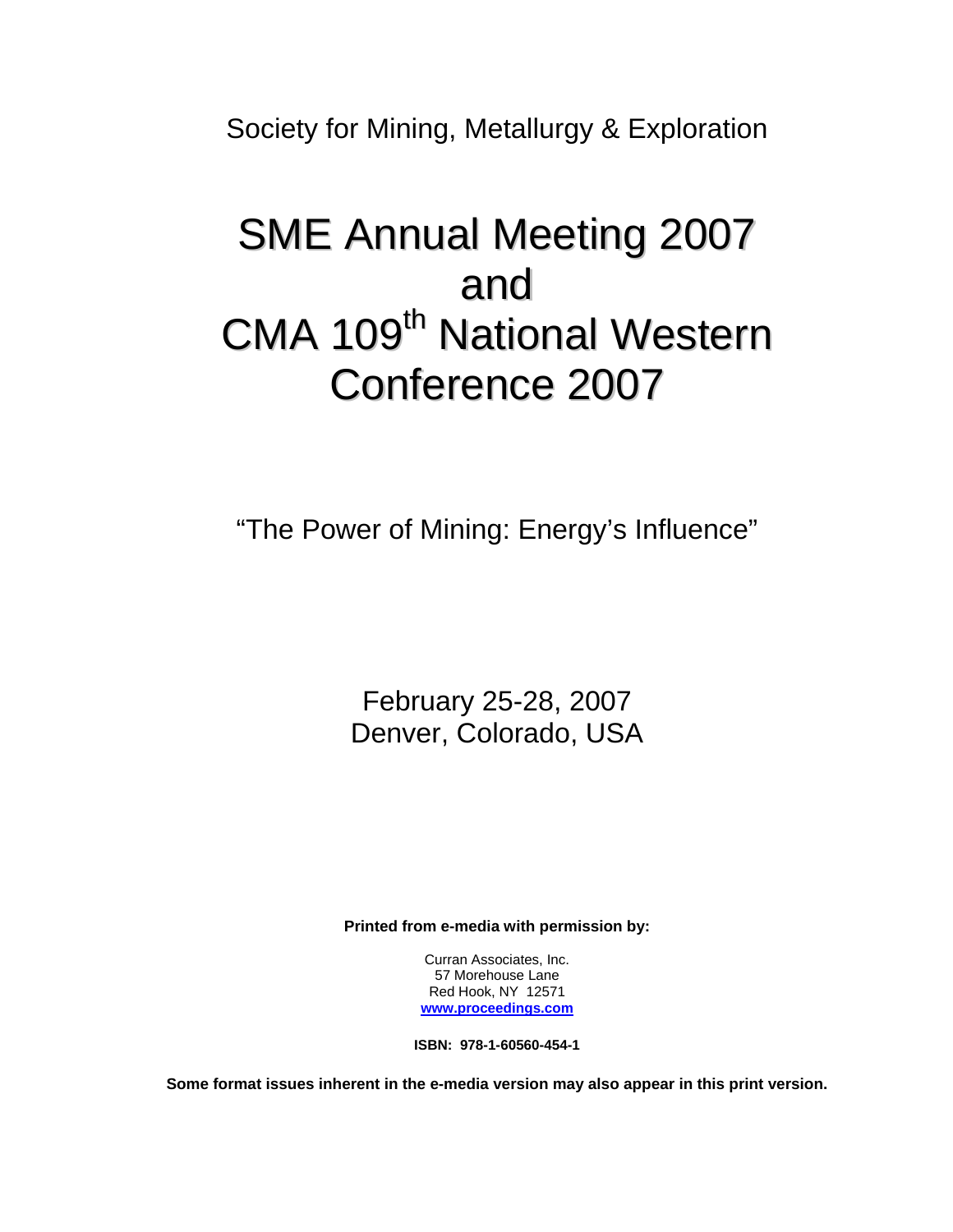Society for Mining, Metallurgy & Exploration

# SME Annual Meeting 2007 and CMA 109th National Western Conference 2007

"The Power of Mining: Energy's Influence"

February 25-28, 2007
Denver, Colorado, USA

**Printed from e-media with permission by:**

Curran Associates, Inc.
57 Morehouse Lane
Red Hook, NY 12571
**www.proceedings.com**

**ISBN: 978-1-60560-454-1**

**Some format issues inherent in the e-media version may also appear in this print version.**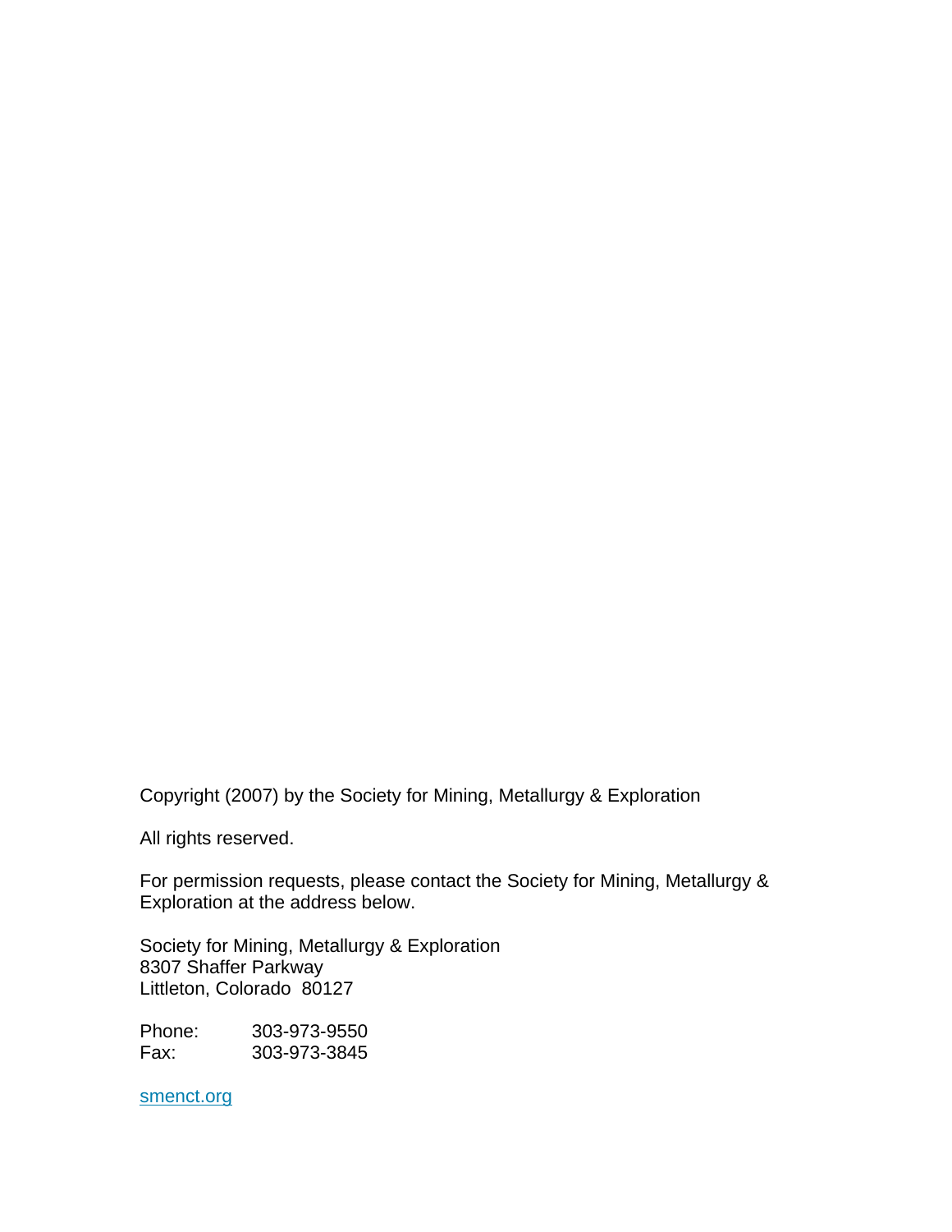Copyright (2007) by the Society for Mining, Metallurgy & Exploration

All rights reserved.

For permission requests, please contact the Society for Mining, Metallurgy & Exploration at the address below.

Society for Mining, Metallurgy & Exploration
8307 Shaffer Parkway
Littleton, Colorado 80127

Phone: 303-973-9550
Fax: 303-973-3845

smenct.org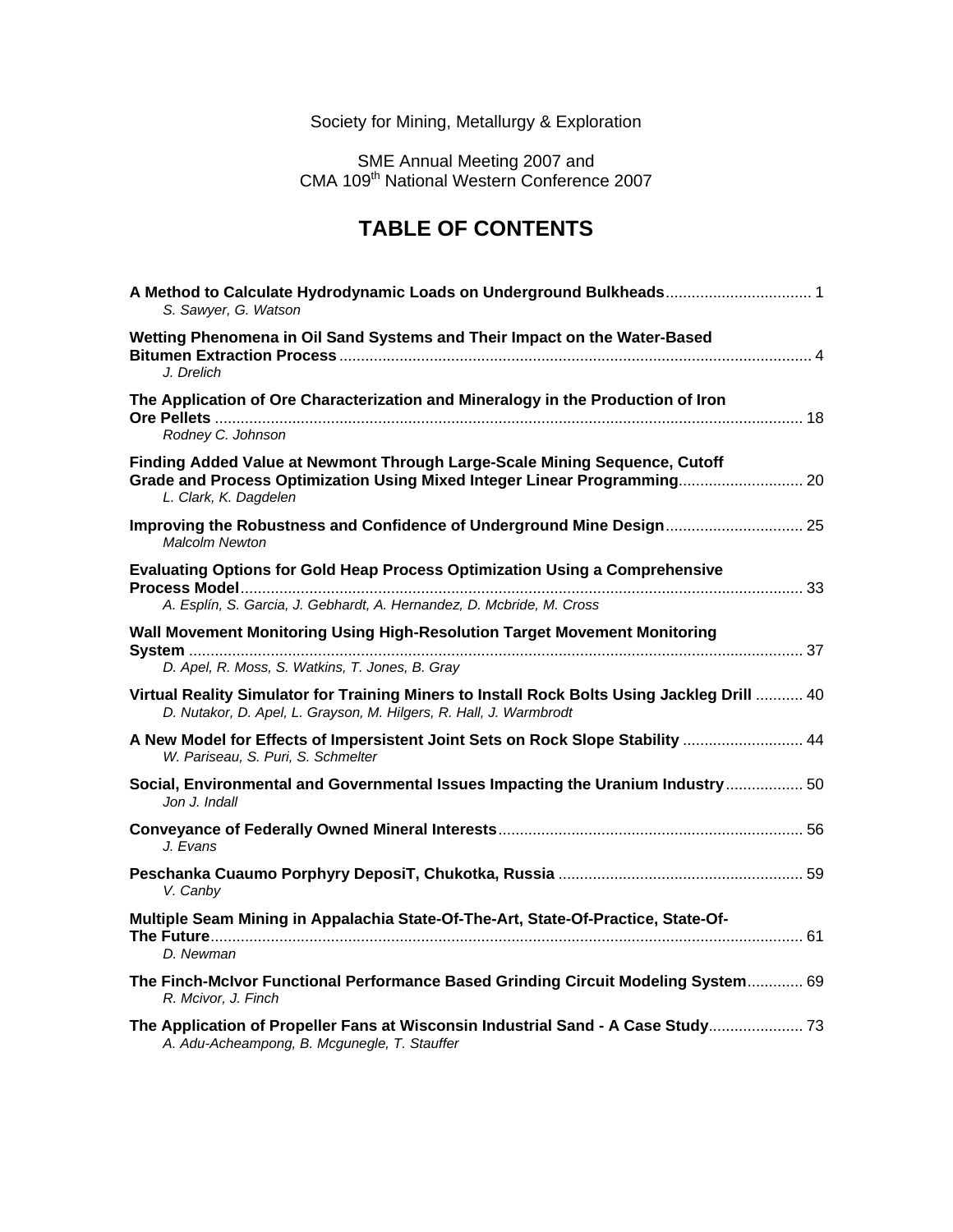Society for Mining, Metallurgy & Exploration

SME Annual Meeting 2007 and
CMA 109th National Western Conference 2007

# TABLE OF CONTENTS

**A Method to Calculate Hydrodynamic Loads on Underground Bulkheads** .................................. 1
*S. Sawyer, G. Watson*

**Wetting Phenomena in Oil Sand Systems and Their Impact on the Water-Based Bitumen Extraction Process** .................................. 4
*J. Drelich*

**The Application of Ore Characterization and Mineralogy in the Production of Iron Ore Pellets** .................................. 18
*Rodney C. Johnson*

**Finding Added Value at Newmont Through Large-Scale Mining Sequence, Cutoff Grade and Process Optimization Using Mixed Integer Linear Programming** .................................. 20
*L. Clark, K. Dagdelen*

**Improving the Robustness and Confidence of Underground Mine Design** .................................. 25
*Malcolm Newton*

**Evaluating Options for Gold Heap Process Optimization Using a Comprehensive Process Model** .................................. 33
*A. Esplín, S. Garcia, J. Gebhardt, A. Hernandez, D. Mcbride, M. Cross*

**Wall Movement Monitoring Using High-Resolution Target Movement Monitoring System** .................................. 37
*D. Apel, R. Moss, S. Watkins, T. Jones, B. Gray*

**Virtual Reality Simulator for Training Miners to Install Rock Bolts Using Jackleg Drill** .................................. 40
*D. Nutakor, D. Apel, L. Grayson, M. Hilgers, R. Hall, J. Warmbrodt*

**A New Model for Effects of Impersistent Joint Sets on Rock Slope Stability** .................................. 44
*W. Pariseau, S. Puri, S. Schmelter*

**Social, Environmental and Governmental Issues Impacting the Uranium Industry** .................................. 50
*Jon J. Indall*

**Conveyance of Federally Owned Mineral Interests** .................................. 56
*J. Evans*

**Peschanka Cuaumo Porphyry DeposiT, Chukotka, Russia** .................................. 59
*V. Canby*

**Multiple Seam Mining in Appalachia State-Of-The-Art, State-Of-Practice, State-Of-The Future** .................................. 61
*D. Newman*

**The Finch-McIvor Functional Performance Based Grinding Circuit Modeling System** .................................. 69
*R. Mcivor, J. Finch*

**The Application of Propeller Fans at Wisconsin Industrial Sand - A Case Study** .................................. 73
*A. Adu-Acheampong, B. Mcgunegle, T. Stauffer*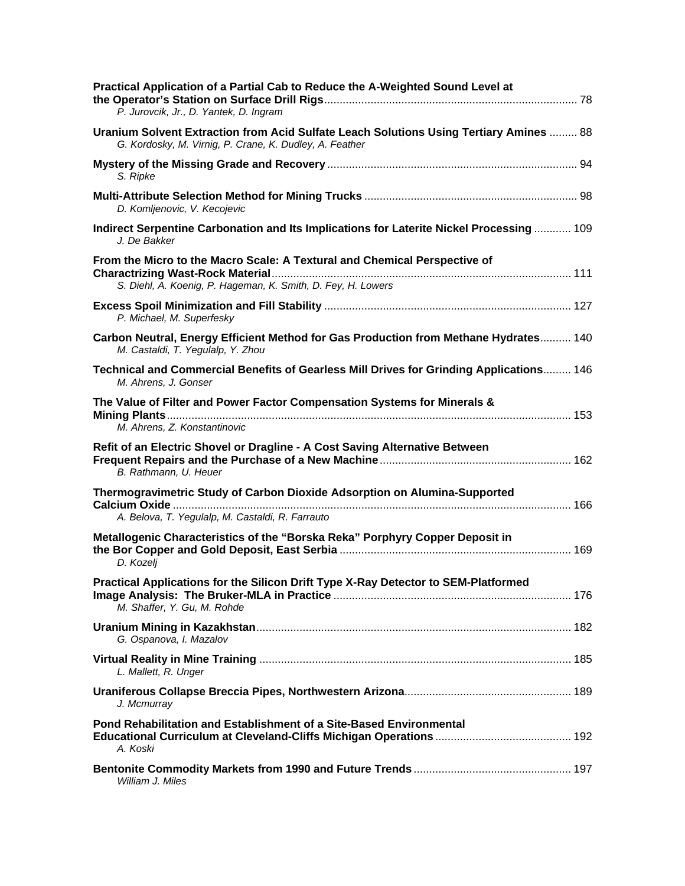**Practical Application of a Partial Cab to Reduce the A-Weighted Sound Level at the Operator's Station on Surface Drill Rigs** ..... 78
*P. Jurovcik, Jr., D. Yantek, D. Ingram*

**Uranium Solvent Extraction from Acid Sulfate Leach Solutions Using Tertiary Amines** ..... 88
*G. Kordosky, M. Virnig, P. Crane, K. Dudley, A. Feather*

**Mystery of the Missing Grade and Recovery** ..... 94
*S. Ripke*

**Multi-Attribute Selection Method for Mining Trucks** ..... 98
*D. Komljenovic, V. Kecojevic*

**Indirect Serpentine Carbonation and Its Implications for Laterite Nickel Processing** ..... 109
*J. De Bakker*

**From the Micro to the Macro Scale: A Textural and Chemical Perspective of Charactrizing Wast-Rock Material** ..... 111
*S. Diehl, A. Koenig, P. Hageman, K. Smith, D. Fey, H. Lowers*

**Excess Spoil Minimization and Fill Stability** ..... 127
*P. Michael, M. Superfesky*

**Carbon Neutral, Energy Efficient Method for Gas Production from Methane Hydrates** ..... 140
*M. Castaldi, T. Yegulalp, Y. Zhou*

**Technical and Commercial Benefits of Gearless Mill Drives for Grinding Applications** ..... 146
*M. Ahrens, J. Gonser*

**The Value of Filter and Power Factor Compensation Systems for Minerals & Mining Plants** ..... 153
*M. Ahrens, Z. Konstantinovic*

**Refit of an Electric Shovel or Dragline - A Cost Saving Alternative Between Frequent Repairs and the Purchase of a New Machine** ..... 162
*B. Rathmann, U. Heuer*

**Thermogravimetric Study of Carbon Dioxide Adsorption on Alumina-Supported Calcium Oxide** ..... 166
*A. Belova, T. Yegulalp, M. Castaldi, R. Farrauto*

**Metallogenic Characteristics of the "Borska Reka" Porphyry Copper Deposit in the Bor Copper and Gold Deposit, East Serbia** ..... 169
*D. Kozelj*

**Practical Applications for the Silicon Drift Type X-Ray Detector to SEM-Platformed Image Analysis: The Bruker-MLA in Practice** ..... 176
*M. Shaffer, Y. Gu, M. Rohde*

**Uranium Mining in Kazakhstan** ..... 182
*G. Ospanova, I. Mazalov*

**Virtual Reality in Mine Training** ..... 185
*L. Mallett, R. Unger*

**Uraniferous Collapse Breccia Pipes, Northwestern Arizona** ..... 189
*J. Mcmurray*

**Pond Rehabilitation and Establishment of a Site-Based Environmental Educational Curriculum at Cleveland-Cliffs Michigan Operations** ..... 192
*A. Koski*

**Bentonite Commodity Markets from 1990 and Future Trends** ..... 197
*William J. Miles*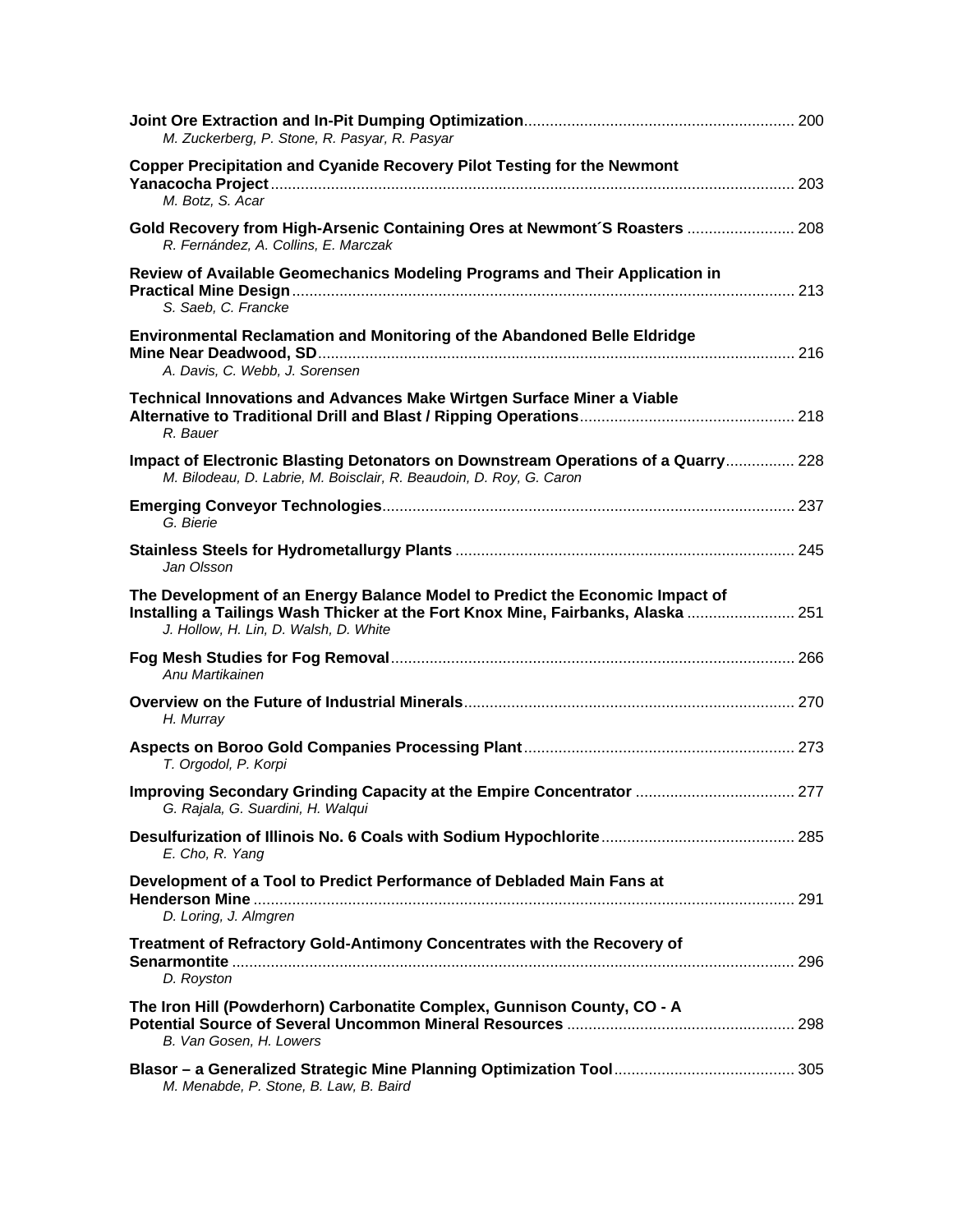**Joint Ore Extraction and In-Pit Dumping Optimization** .............................................................. 200
*M. Zuckerberg, P. Stone, R. Pasyar, R. Pasyar*

**Copper Precipitation and Cyanide Recovery Pilot Testing for the Newmont Yanacocha Project** ......................................................................................................................... 203
*M. Botz, S. Acar*

**Gold Recovery from High-Arsenic Containing Ores at Newmont´S Roasters** ......................... 208
*R. Fernández, A. Collins, E. Marczak*

**Review of Available Geomechanics Modeling Programs and Their Application in Practical Mine Design** .................................................................................................................... 213
*S. Saeb, C. Francke*

**Environmental Reclamation and Monitoring of the Abandoned Belle Eldridge Mine Near Deadwood, SD** .............................................................................................................. 216
*A. Davis, C. Webb, J. Sorensen*

**Technical Innovations and Advances Make Wirtgen Surface Miner a Viable Alternative to Traditional Drill and Blast / Ripping Operations** ................................................. 218
*R. Bauer*

**Impact of Electronic Blasting Detonators on Downstream Operations of a Quarry** ................ 228
*M. Bilodeau, D. Labrie, M. Boisclair, R. Beaudoin, D. Roy, G. Caron*

**Emerging Conveyor Technologies** ................................................................................................ 237
*G. Bierie*

**Stainless Steels for Hydrometallurgy Plants** .............................................................................. 245
*Jan Olsson*

**The Development of an Energy Balance Model to Predict the Economic Impact of Installing a Tailings Wash Thicker at the Fort Knox Mine, Fairbanks, Alaska** ......................... 251
*J. Hollow, H. Lin, D. Walsh, D. White*

**Fog Mesh Studies for Fog Removal** ............................................................................................. 266
*Anu Martikainen*

**Overview on the Future of Industrial Minerals** ............................................................................ 270
*H. Murray*

**Aspects on Boroo Gold Companies Processing Plant** .............................................................. 273
*T. Orgodol, P. Korpi*

**Improving Secondary Grinding Capacity at the Empire Concentrator** ..................................... 277
*G. Rajala, G. Suardini, H. Walqui*

**Desulfurization of Illinois No. 6 Coals with Sodium Hypochlorite** ............................................. 285
*E. Cho, R. Yang*

**Development of a Tool to Predict Performance of Debladed Main Fans at Henderson Mine** ............................................................................................................................ 291
*D. Loring, J. Almgren*

**Treatment of Refractory Gold-Antimony Concentrates with the Recovery of Senarmontite** .................................................................................................................................. 296
*D. Royston*

**The Iron Hill (Powderhorn) Carbonatite Complex, Gunnison County, CO - A Potential Source of Several Uncommon Mineral Resources** .................................................... 298
*B. Van Gosen, H. Lowers*

**Blasor – a Generalized Strategic Mine Planning Optimization Tool** .......................................... 305
*M. Menabde, P. Stone, B. Law, B. Baird*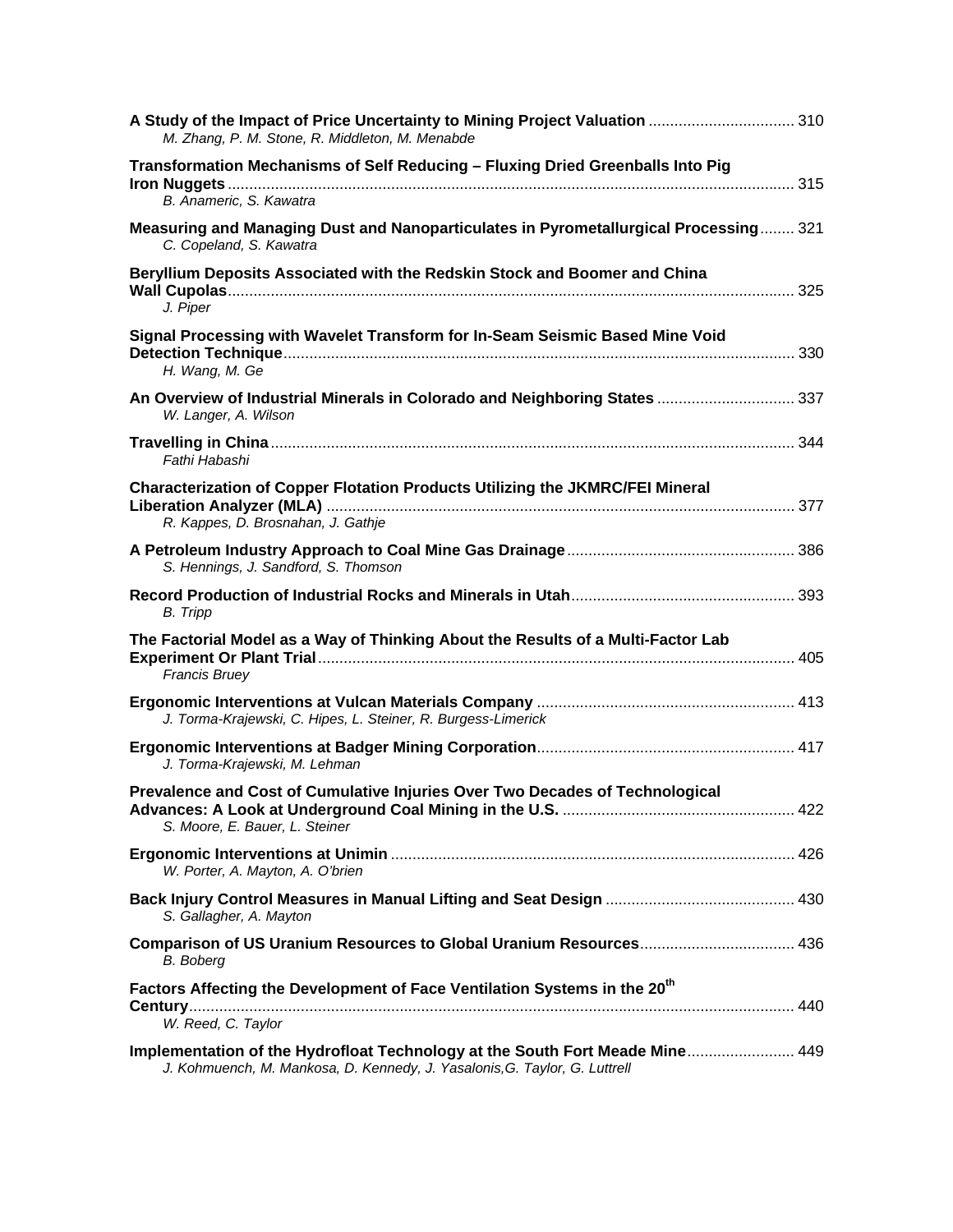**A Study of the Impact of Price Uncertainty to Mining Project Valuation** .................................. 310
*M. Zhang, P. M. Stone, R. Middleton, M. Menabde*

**Transformation Mechanisms of Self Reducing – Fluxing Dried Greenballs Into Pig Iron Nuggets** .................................................................................................................................. 315
*B. Anameric, S. Kawatra*

**Measuring and Managing Dust and Nanoparticulates in Pyrometallurgical Processing** ........ 321
*C. Copeland, S. Kawatra*

**Beryllium Deposits Associated with the Redskin Stock and Boomer and China Wall Cupolas** .................................................................................................................................. 325
*J. Piper*

**Signal Processing with Wavelet Transform for In-Seam Seismic Based Mine Void Detection Technique** ..................................................................................................................... 330
*H. Wang, M. Ge*

**An Overview of Industrial Minerals in Colorado and Neighboring States** ................................ 337
*W. Langer, A. Wilson*

**Travelling in China** ......................................................................................................................... 344
*Fathi Habashi*

**Characterization of Copper Flotation Products Utilizing the JKMRC/FEI Mineral Liberation Analyzer (MLA)** ............................................................................................................. 377
*R. Kappes, D. Brosnahan, J. Gathje*

**A Petroleum Industry Approach to Coal Mine Gas Drainage** ..................................................... 386
*S. Hennings, J. Sandford, S. Thomson*

**Record Production of Industrial Rocks and Minerals in Utah** .................................................... 393
*B. Tripp*

**The Factorial Model as a Way of Thinking About the Results of a Multi-Factor Lab Experiment Or Plant Trial** .............................................................................................................. 405
*Francis Bruey*

**Ergonomic Interventions at Vulcan Materials Company** ............................................................ 413
*J. Torma-Krajewski, C. Hipes, L. Steiner, R. Burgess-Limerick*

**Ergonomic Interventions at Badger Mining Corporation** ............................................................ 417
*J. Torma-Krajewski, M. Lehman*

**Prevalence and Cost of Cumulative Injuries Over Two Decades of Technological Advances: A Look at Underground Coal Mining in the U.S.** ...................................................... 422
*S. Moore, E. Bauer, L. Steiner*

**Ergonomic Interventions at Unimin** ............................................................................................. 426
*W. Porter, A. Mayton, A. O'brien*

**Back Injury Control Measures in Manual Lifting and Seat Design** ............................................ 430
*S. Gallagher, A. Mayton*

**Comparison of US Uranium Resources to Global Uranium Resources** .................................... 436
*B. Boberg*

**Factors Affecting the Development of Face Ventilation Systems in the 20$^{th}$ Century** ............................................................................................................................................. 440
*W. Reed, C. Taylor*

**Implementation of the Hydrofloat Technology at the South Fort Meade Mine** ......................... 449
*J. Kohmuench, M. Mankosa, D. Kennedy, J. Yasalonis, G. Taylor, G. Luttrell*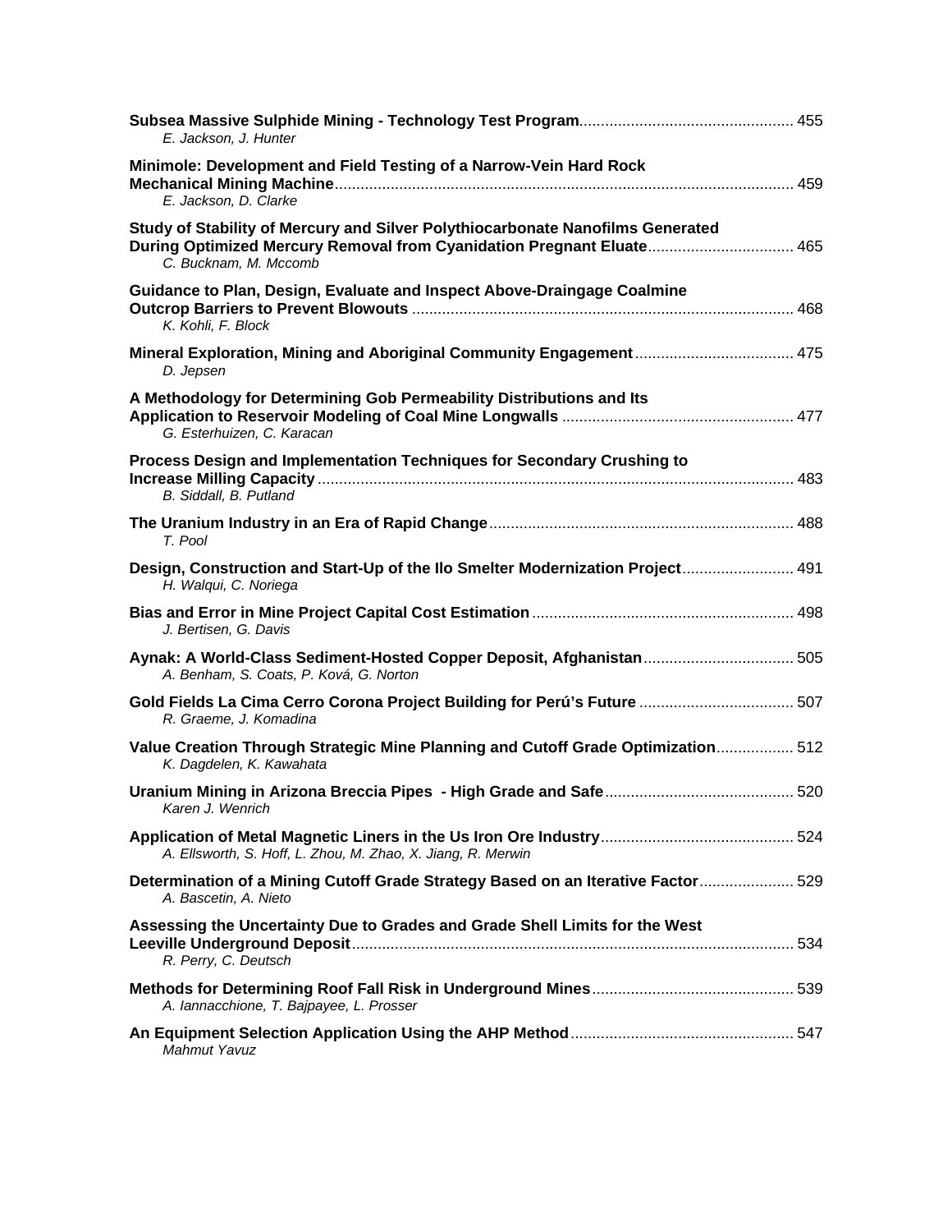**Subsea Massive Sulphide Mining - Technology Test Program** ..... 455
*E. Jackson, J. Hunter*

**Minimole: Development and Field Testing of a Narrow-Vein Hard Rock Mechanical Mining Machine** ..... 459
*E. Jackson, D. Clarke*

**Study of Stability of Mercury and Silver Polythiocarbonate Nanofilms Generated During Optimized Mercury Removal from Cyanidation Pregnant Eluate** ..... 465
*C. Bucknam, M. Mccomb*

**Guidance to Plan, Design, Evaluate and Inspect Above-Draingage Coalmine Outcrop Barriers to Prevent Blowouts** ..... 468
*K. Kohli, F. Block*

**Mineral Exploration, Mining and Aboriginal Community Engagement** ..... 475
*D. Jepsen*

**A Methodology for Determining Gob Permeability Distributions and Its Application to Reservoir Modeling of Coal Mine Longwalls** ..... 477
*G. Esterhuizen, C. Karacan*

**Process Design and Implementation Techniques for Secondary Crushing to Increase Milling Capacity** ..... 483
*B. Siddall, B. Putland*

**The Uranium Industry in an Era of Rapid Change** ..... 488
*T. Pool*

**Design, Construction and Start-Up of the Ilo Smelter Modernization Project** ..... 491
*H. Walqui, C. Noriega*

**Bias and Error in Mine Project Capital Cost Estimation** ..... 498
*J. Bertisen, G. Davis*

**Aynak: A World-Class Sediment-Hosted Copper Deposit, Afghanistan** ..... 505
*A. Benham, S. Coats, P. Ková, G. Norton*

**Gold Fields La Cima Cerro Corona Project Building for Perú's Future** ..... 507
*R. Graeme, J. Komadina*

**Value Creation Through Strategic Mine Planning and Cutoff Grade Optimization** ..... 512
*K. Dagdelen, K. Kawahata*

**Uranium Mining in Arizona Breccia Pipes - High Grade and Safe** ..... 520
*Karen J. Wenrich*

**Application of Metal Magnetic Liners in the Us Iron Ore Industry** ..... 524
*A. Ellsworth, S. Hoff, L. Zhou, M. Zhao, X. Jiang, R. Merwin*

**Determination of a Mining Cutoff Grade Strategy Based on an Iterative Factor** ..... 529
*A. Bascetin, A. Nieto*

**Assessing the Uncertainty Due to Grades and Grade Shell Limits for the West Leeville Underground Deposit** ..... 534
*R. Perry, C. Deutsch*

**Methods for Determining Roof Fall Risk in Underground Mines** ..... 539
*A. Iannacchione, T. Bajpayee, L. Prosser*

**An Equipment Selection Application Using the AHP Method** ..... 547
*Mahmut Yavuz*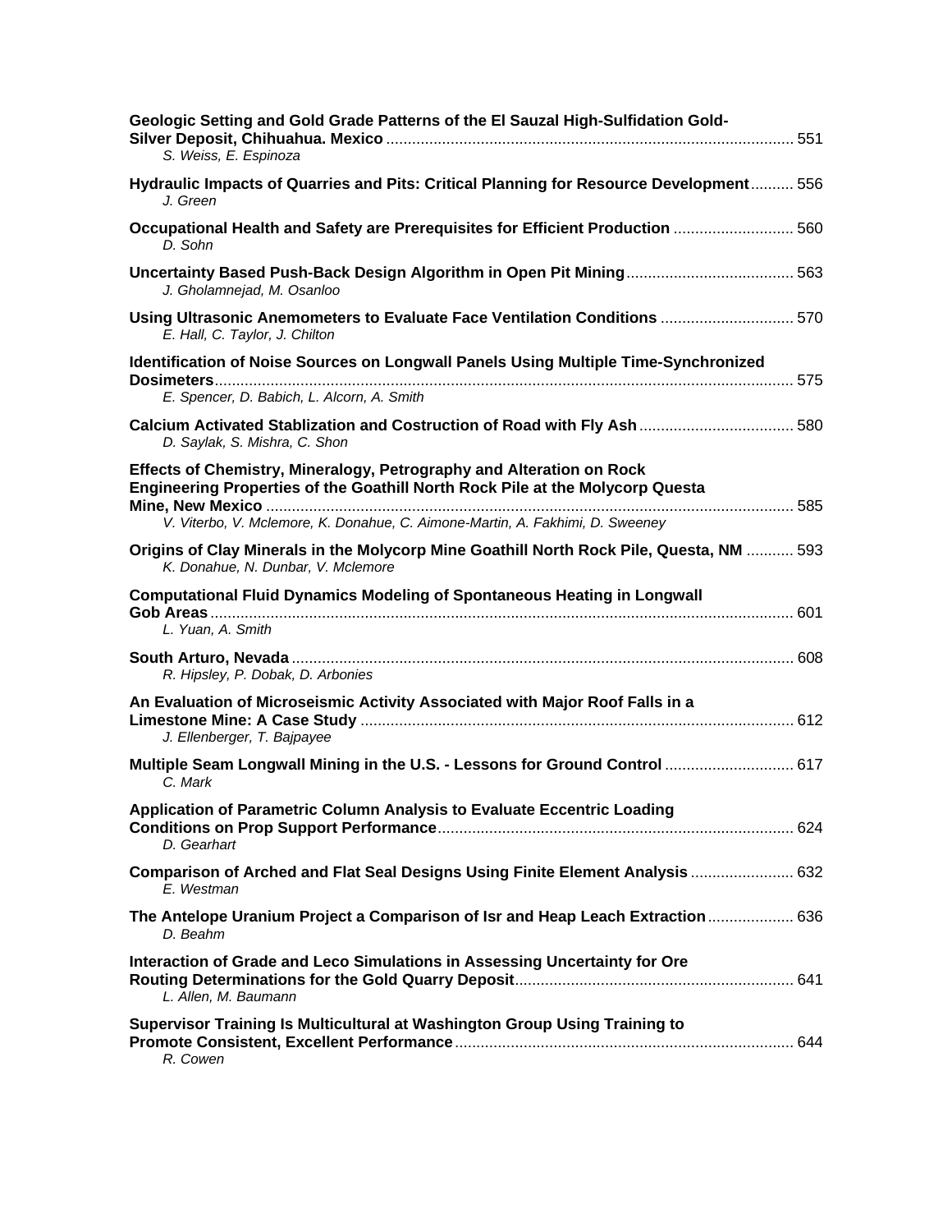**Geologic Setting and Gold Grade Patterns of the El Sauzal High-Sulfidation Gold-Silver Deposit, Chihuahua. Mexico** ........ 551
*S. Weiss, E. Espinoza*

**Hydraulic Impacts of Quarries and Pits: Critical Planning for Resource Development** ........ 556
*J. Green*

**Occupational Health and Safety are Prerequisites for Efficient Production** ........ 560
*D. Sohn*

**Uncertainty Based Push-Back Design Algorithm in Open Pit Mining** ........ 563
*J. Gholamnejad, M. Osanloo*

**Using Ultrasonic Anemometers to Evaluate Face Ventilation Conditions** ........ 570
*E. Hall, C. Taylor, J. Chilton*

**Identification of Noise Sources on Longwall Panels Using Multiple Time-Synchronized Dosimeters** ........ 575
*E. Spencer, D. Babich, L. Alcorn, A. Smith*

**Calcium Activated Stablization and Costruction of Road with Fly Ash** ........ 580
*D. Saylak, S. Mishra, C. Shon*

**Effects of Chemistry, Mineralogy, Petrography and Alteration on Rock Engineering Properties of the Goathill North Rock Pile at the Molycorp Questa Mine, New Mexico** ........ 585
*V. Viterbo, V. Mclemore, K. Donahue, C. Aimone-Martin, A. Fakhimi, D. Sweeney*

**Origins of Clay Minerals in the Molycorp Mine Goathill North Rock Pile, Questa, NM** ........ 593
*K. Donahue, N. Dunbar, V. Mclemore*

**Computational Fluid Dynamics Modeling of Spontaneous Heating in Longwall Gob Areas** ........ 601
*L. Yuan, A. Smith*

**South Arturo, Nevada** ........ 608
*R. Hipsley, P. Dobak, D. Arbonies*

**An Evaluation of Microseismic Activity Associated with Major Roof Falls in a Limestone Mine: A Case Study** ........ 612
*J. Ellenberger, T. Bajpayee*

**Multiple Seam Longwall Mining in the U.S. - Lessons for Ground Control** ........ 617
*C. Mark*

**Application of Parametric Column Analysis to Evaluate Eccentric Loading Conditions on Prop Support Performance** ........ 624
*D. Gearhart*

**Comparison of Arched and Flat Seal Designs Using Finite Element Analysis** ........ 632
*E. Westman*

**The Antelope Uranium Project a Comparison of Isr and Heap Leach Extraction** ........ 636
*D. Beahm*

**Interaction of Grade and Leco Simulations in Assessing Uncertainty for Ore Routing Determinations for the Gold Quarry Deposit** ........ 641
*L. Allen, M. Baumann*

**Supervisor Training Is Multicultural at Washington Group Using Training to Promote Consistent, Excellent Performance** ........ 644
*R. Cowen*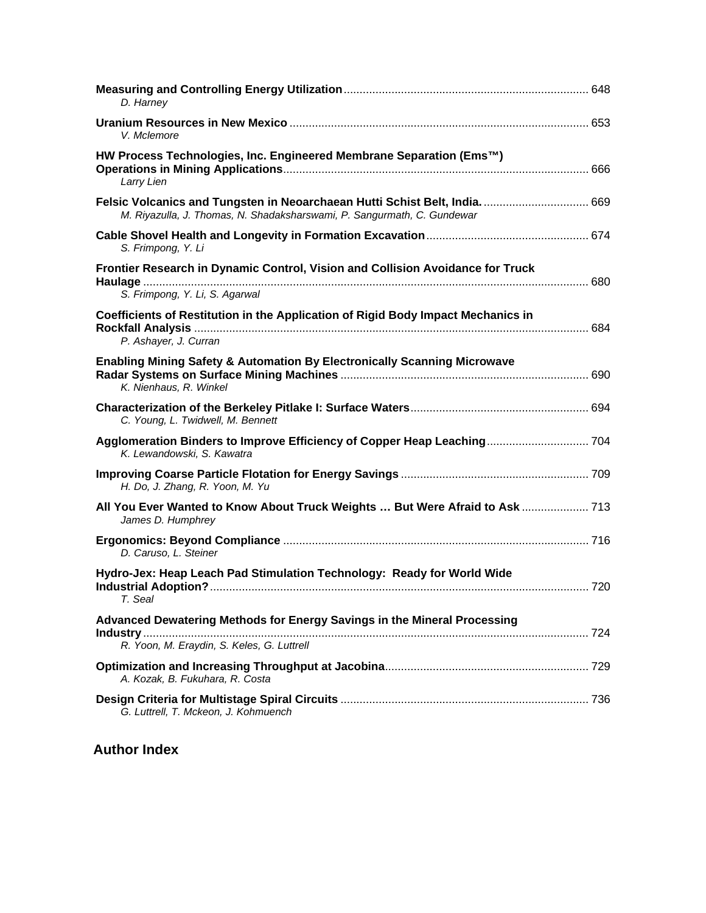**Measuring and Controlling Energy Utilization** ... 648
*D. Harney*

**Uranium Resources in New Mexico** ... 653
*V. Mclemore*

**HW Process Technologies, Inc. Engineered Membrane Separation (Ems™) Operations in Mining Applications** ... 666
*Larry Lien*

**Felsic Volcanics and Tungsten in Neoarchaean Hutti Schist Belt, India.** ... 669
*M. Riyazulla, J. Thomas, N. Shadaksharswami, P. Sangurmath, C. Gundewar*

**Cable Shovel Health and Longevity in Formation Excavation** ... 674
*S. Frimpong, Y. Li*

**Frontier Research in Dynamic Control, Vision and Collision Avoidance for Truck Haulage** ... 680
*S. Frimpong, Y. Li, S. Agarwal*

**Coefficients of Restitution in the Application of Rigid Body Impact Mechanics in Rockfall Analysis** ... 684
*P. Ashayer, J. Curran*

**Enabling Mining Safety & Automation By Electronically Scanning Microwave Radar Systems on Surface Mining Machines** ... 690
*K. Nienhaus, R. Winkel*

**Characterization of the Berkeley Pitlake I: Surface Waters** ... 694
*C. Young, L. Twidwell, M. Bennett*

**Agglomeration Binders to Improve Efficiency of Copper Heap Leaching** ... 704
*K. Lewandowski, S. Kawatra*

**Improving Coarse Particle Flotation for Energy Savings** ... 709
*H. Do, J. Zhang, R. Yoon, M. Yu*

**All You Ever Wanted to Know About Truck Weights … But Were Afraid to Ask** ... 713
*James D. Humphrey*

**Ergonomics: Beyond Compliance** ... 716
*D. Caruso, L. Steiner*

**Hydro-Jex: Heap Leach Pad Stimulation Technology: Ready for World Wide Industrial Adoption?** ... 720
*T. Seal*

**Advanced Dewatering Methods for Energy Savings in the Mineral Processing Industry** ... 724
*R. Yoon, M. Eraydin, S. Keles, G. Luttrell*

**Optimization and Increasing Throughput at Jacobina** ... 729
*A. Kozak, B. Fukuhara, R. Costa*

**Design Criteria for Multistage Spiral Circuits** ... 736
*G. Luttrell, T. Mckeon, J. Kohmuench*

## Author Index